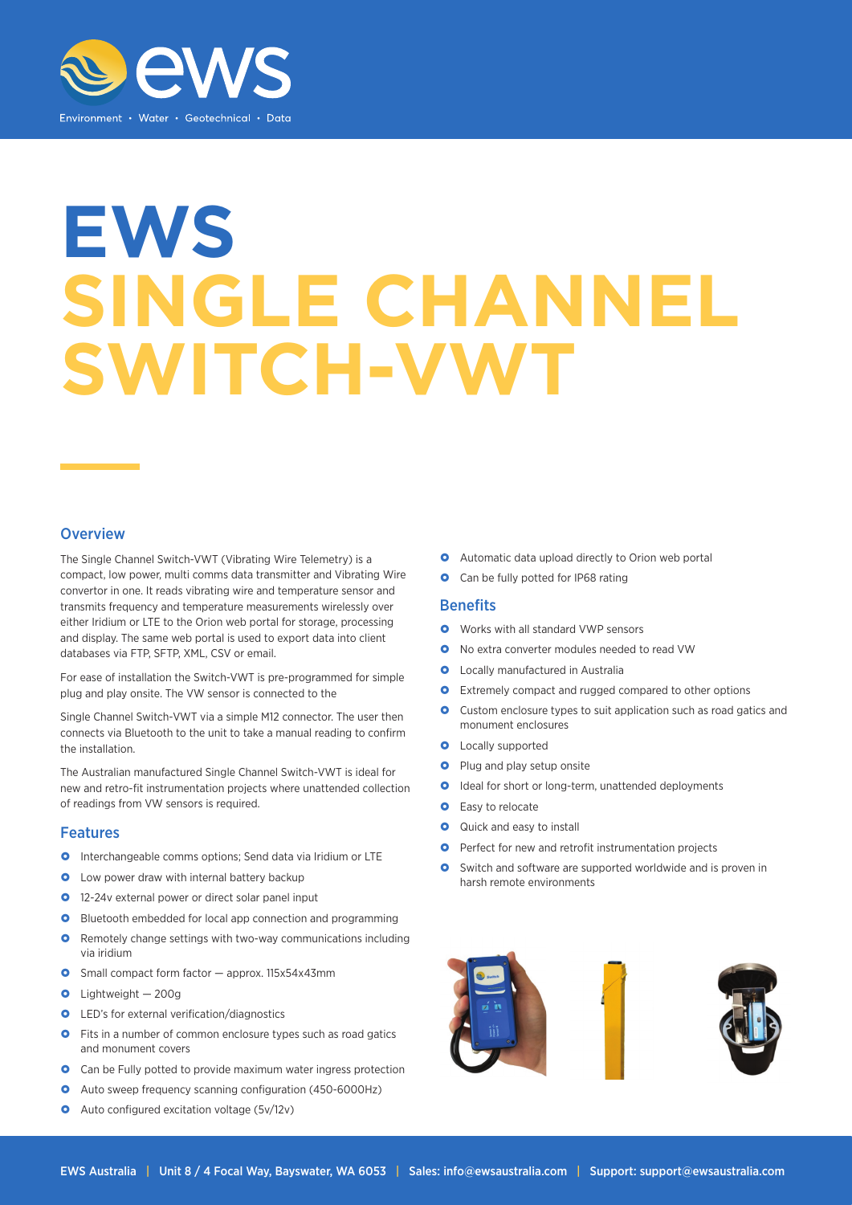ews

Environment • Water • Geotechnical • Data

# EWS SINGLE CHANNEL SWITCH-VWT

## Overview

The Single Channel Switch-VWT (Vibrating Wire Telemetry) is a compact, low power, multi comms data transmitter and Vibrating Wire convertor in one. It reads vibrating wire and temperature sensor and transmits frequency and temperature measurements wirelessly over either Iridium or LTE to the Orion web portal for storage, processing and display. The same web portal is used to export data into client databases via FTP, SFTP, XML, CSV or email.

For ease of installation the Switch-VWT is pre-programmed for simple plug and play onsite. The VW sensor is connected to the

Single Channel Switch-VWT via a simple M12 connector. The user then connects via Bluetooth to the unit to take a manual reading to confirm the installation.

The Australian manufactured Single Channel Switch-VWT is ideal for new and retro-fit instrumentation projects where unattended collection of readings from VW sensors is required.

## Features

- Interchangeable comms options; Send data via Iridium or LTE
- Low power draw with internal battery backup
- 12-24v external power or direct solar panel input
- Bluetooth embedded for local app connection and programming
- Remotely change settings with two-way communications including via iridium
- Small compact form factor — approx. 115x54x43mm
- Lightweight — 200g
- LED's for external verification/diagnostics
- Fits in a number of common enclosure types such as road gatics and monument covers
- Can be Fully potted to provide maximum water ingress protection
- Auto sweep frequency scanning configuration (450-6000Hz)
- Auto configured excitation voltage (5v/12v)
- Automatic data upload directly to Orion web portal
- Can be fully potted for IP68 rating

## Benefits

- Works with all standard VWP sensors
- No extra converter modules needed to read VW
- Locally manufactured in Australia
- Extremely compact and rugged compared to other options
- Custom enclosure types to suit application such as road gatics and monument enclosures
- Locally supported
- Plug and play setup onsite
- Ideal for short or long-term, unattended deployments
- Easy to relocate
- Quick and easy to install
- Perfect for new and retrofit instrumentation projects
- Switch and software are supported worldwide and is proven in harsh remote environments

EWS Australia | Unit 8 / 4 Focal Way, Bayswater, WA 6053 | Sales: info@ewsaustralia.com | Support: support@ewsaustralia.com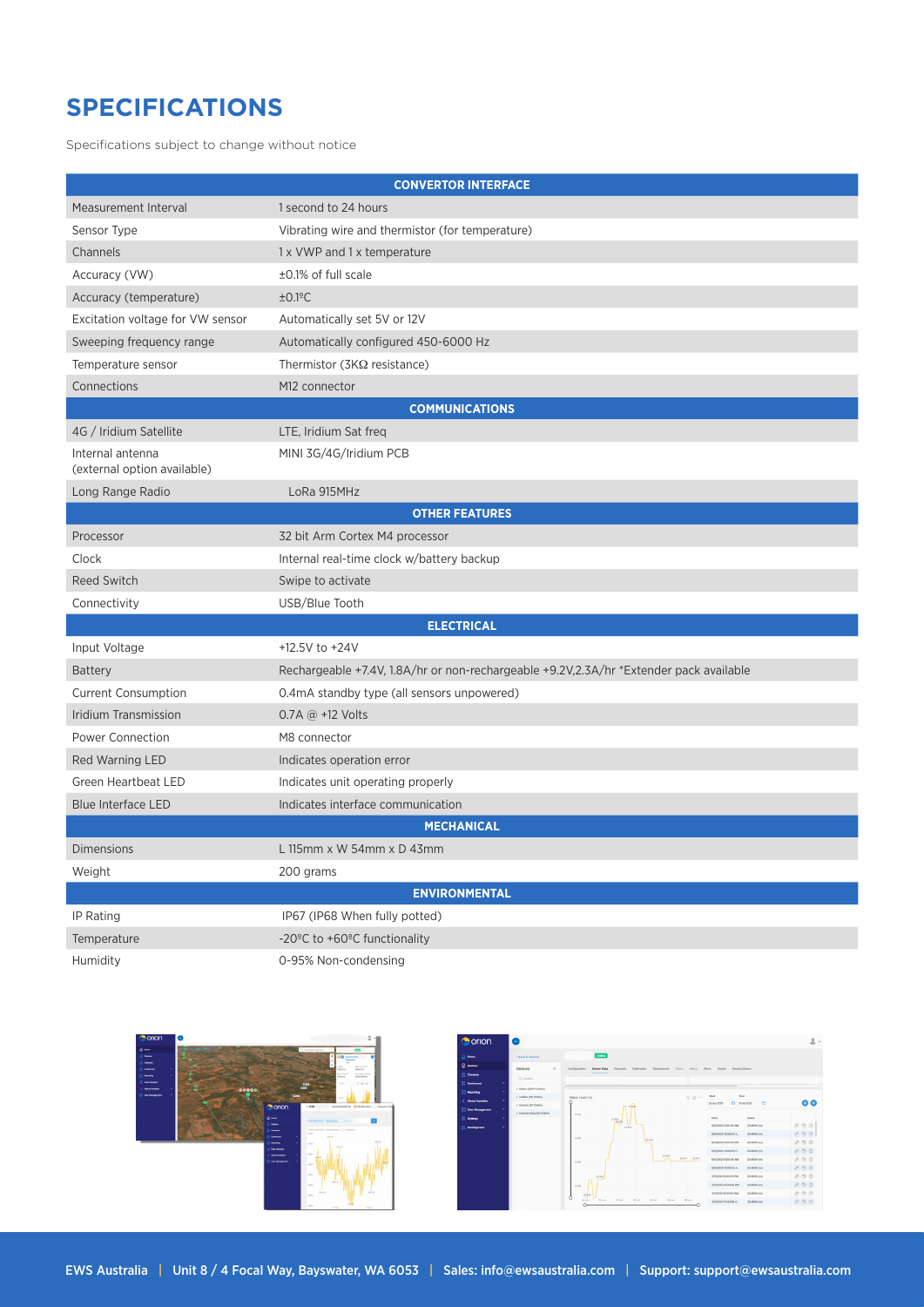# SPECIFICATIONS

Specifications subject to change without notice

| CONVERTOR INTERFACE | |
|---|---|
| Measurement Interval | 1 second to 24 hours |
| Sensor Type | Vibrating wire and thermistor (for temperature) |
| Channels | 1 x VWP and 1 x temperature |
| Accuracy (VW) | ±0.1% of full scale |
| Accuracy (temperature) | ±0.1ºC |
| Excitation voltage for VW sensor | Automatically set 5V or 12V |
| Sweeping frequency range | Automatically configured 450-6000 Hz |
| Temperature sensor | Thermistor (3KΩ resistance) |
| Connections | M12 connector |
| **COMMUNICATIONS** | |
| 4G / Iridium Satellite | LTE, Iridium Sat freq |
| Internal antenna (external option available) | MINI 3G/4G/Iridium PCB |
| Long Range Radio | LoRa 915MHz |
| **OTHER FEATURES** | |
| Processor | 32 bit Arm Cortex M4 processor |
| Clock | Internal real-time clock w/battery backup |
| Reed Switch | Swipe to activate |
| Connectivity | USB/Blue Tooth |
| **ELECTRICAL** | |
| Input Voltage | +12.5V to +24V |
| Battery | Rechargeable +7.4V, 1.8A/hr or non-rechargeable +9.2V,2.3A/hr *Extender pack available |
| Current Consumption | 0.4mA standby type (all sensors unpowered) |
| Iridium Transmission | 0.7A @ +12 Volts |
| Power Connection | M8 connector |
| Red Warning LED | Indicates operation error |
| Green Heartbeat LED | Indicates unit operating properly |
| Blue Interface LED | Indicates interface communication |
| **MECHANICAL** | |
| Dimensions | L 115mm x W 54mm x D 43mm |
| Weight | 200 grams |
| **ENVIRONMENTAL** | |
| IP Rating | IP67 (IP68 When fully potted) |
| Temperature | -20ºC to +60ºC functionality |
| Humidity | 0-95% Non-condensing |

EWS Australia | Unit 8 / 4 Focal Way, Bayswater, WA 6053 | Sales: info@ewsaustralia.com | Support: support@ewsaustralia.com